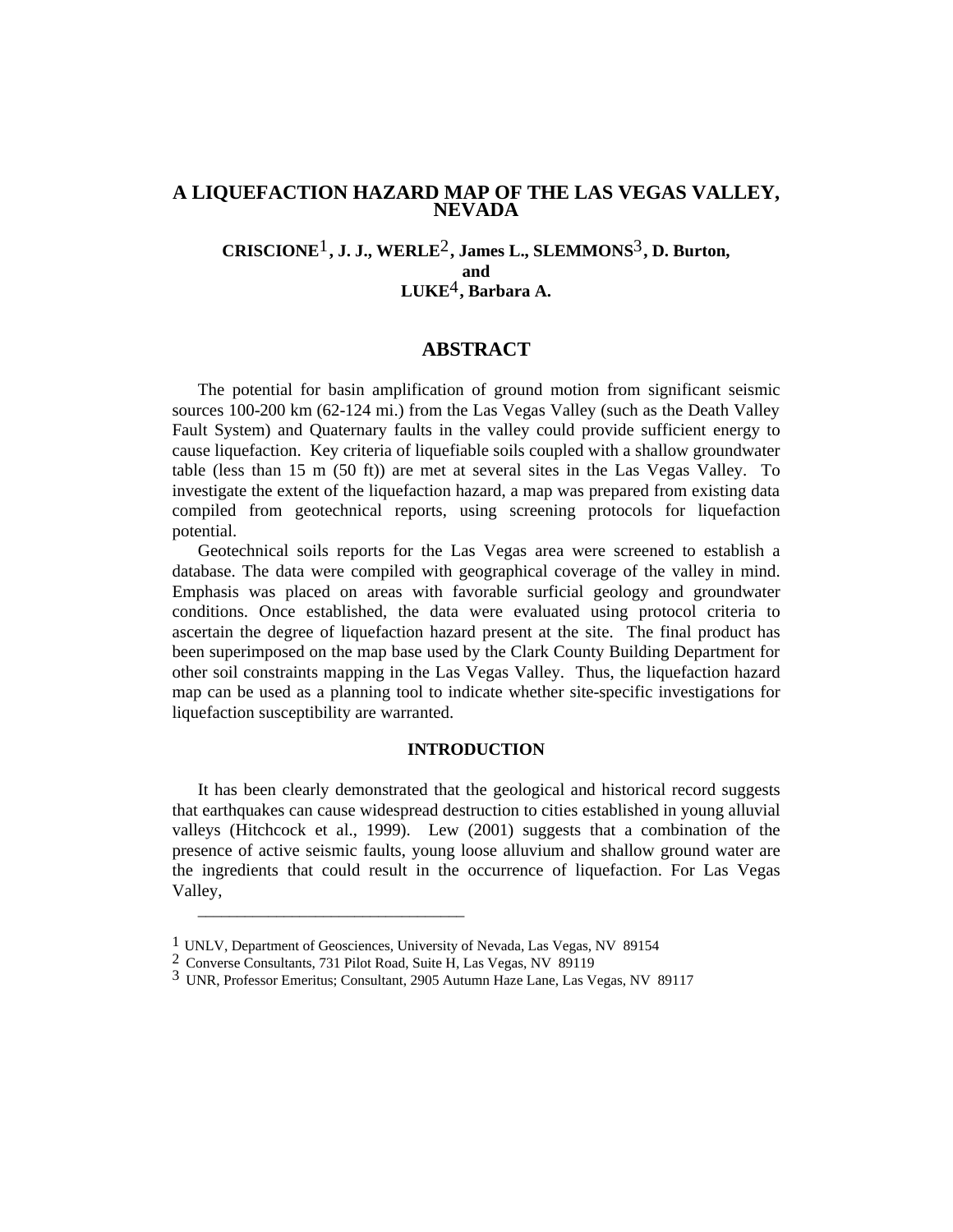# A LIQUEFACTION HAZARD MAP OF THE LAS VEGAS VALLEY, NEVADA

**CRISCIONE[1], J. J., WERLE[2], James L., SLEMMONS[3], D. Burton, and LUKE[4], Barbara A.**

## ABSTRACT

The potential for basin amplification of ground motion from significant seismic sources 100-200 km (62-124 mi.) from the Las Vegas Valley (such as the Death Valley Fault System) and Quaternary faults in the valley could provide sufficient energy to cause liquefaction. Key criteria of liquefiable soils coupled with a shallow groundwater table (less than 15 m (50 ft)) are met at several sites in the Las Vegas Valley. To investigate the extent of the liquefaction hazard, a map was prepared from existing data compiled from geotechnical reports, using screening protocols for liquefaction potential.

Geotechnical soils reports for the Las Vegas area were screened to establish a database. The data were compiled with geographical coverage of the valley in mind. Emphasis was placed on areas with favorable surficial geology and groundwater conditions. Once established, the data were evaluated using protocol criteria to ascertain the degree of liquefaction hazard present at the site. The final product has been superimposed on the map base used by the Clark County Building Department for other soil constraints mapping in the Las Vegas Valley. Thus, the liquefaction hazard map can be used as a planning tool to indicate whether site-specific investigations for liquefaction susceptibility are warranted.

### INTRODUCTION

It has been clearly demonstrated that the geological and historical record suggests that earthquakes can cause widespread destruction to cities established in young alluvial valleys (Hitchcock et al., 1999). Lew (2001) suggests that a combination of the presence of active seismic faults, young loose alluvium and shallow ground water are the ingredients that could result in the occurrence of liquefaction. For Las Vegas Valley,

---

[1] UNLV, Department of Geosciences, University of Nevada, Las Vegas, NV 89154
[2] Converse Consultants, 731 Pilot Road, Suite H, Las Vegas, NV 89119
[3] UNR, Professor Emeritus; Consultant, 2905 Autumn Haze Lane, Las Vegas, NV 89117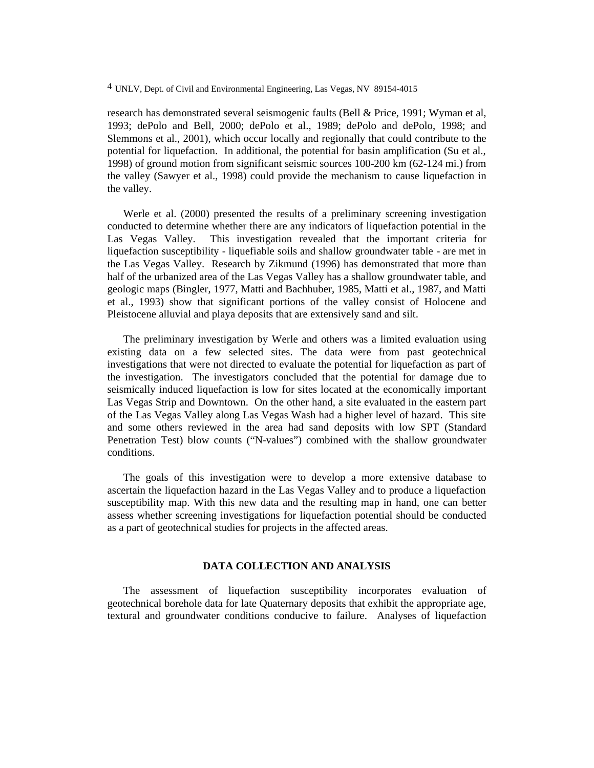[4] UNLV, Dept. of Civil and Environmental Engineering, Las Vegas, NV 89154-4015

research has demonstrated several seismogenic faults (Bell & Price, 1991; Wyman et al, 1993; dePolo and Bell, 2000; dePolo et al., 1989; dePolo and dePolo, 1998; and Slemmons et al., 2001), which occur locally and regionally that could contribute to the potential for liquefaction. In additional, the potential for basin amplification (Su et al., 1998) of ground motion from significant seismic sources 100-200 km (62-124 mi.) from the valley (Sawyer et al., 1998) could provide the mechanism to cause liquefaction in the valley.

Werle et al. (2000) presented the results of a preliminary screening investigation conducted to determine whether there are any indicators of liquefaction potential in the Las Vegas Valley. This investigation revealed that the important criteria for liquefaction susceptibility - liquefiable soils and shallow groundwater table - are met in the Las Vegas Valley. Research by Zikmund (1996) has demonstrated that more than half of the urbanized area of the Las Vegas Valley has a shallow groundwater table, and geologic maps (Bingler, 1977, Matti and Bachhuber, 1985, Matti et al., 1987, and Matti et al., 1993) show that significant portions of the valley consist of Holocene and Pleistocene alluvial and playa deposits that are extensively sand and silt.

The preliminary investigation by Werle and others was a limited evaluation using existing data on a few selected sites. The data were from past geotechnical investigations that were not directed to evaluate the potential for liquefaction as part of the investigation. The investigators concluded that the potential for damage due to seismically induced liquefaction is low for sites located at the economically important Las Vegas Strip and Downtown. On the other hand, a site evaluated in the eastern part of the Las Vegas Valley along Las Vegas Wash had a higher level of hazard. This site and some others reviewed in the area had sand deposits with low SPT (Standard Penetration Test) blow counts ("N-values") combined with the shallow groundwater conditions.

The goals of this investigation were to develop a more extensive database to ascertain the liquefaction hazard in the Las Vegas Valley and to produce a liquefaction susceptibility map. With this new data and the resulting map in hand, one can better assess whether screening investigations for liquefaction potential should be conducted as a part of geotechnical studies for projects in the affected areas.

## DATA COLLECTION AND ANALYSIS

The assessment of liquefaction susceptibility incorporates evaluation of geotechnical borehole data for late Quaternary deposits that exhibit the appropriate age, textural and groundwater conditions conducive to failure. Analyses of liquefaction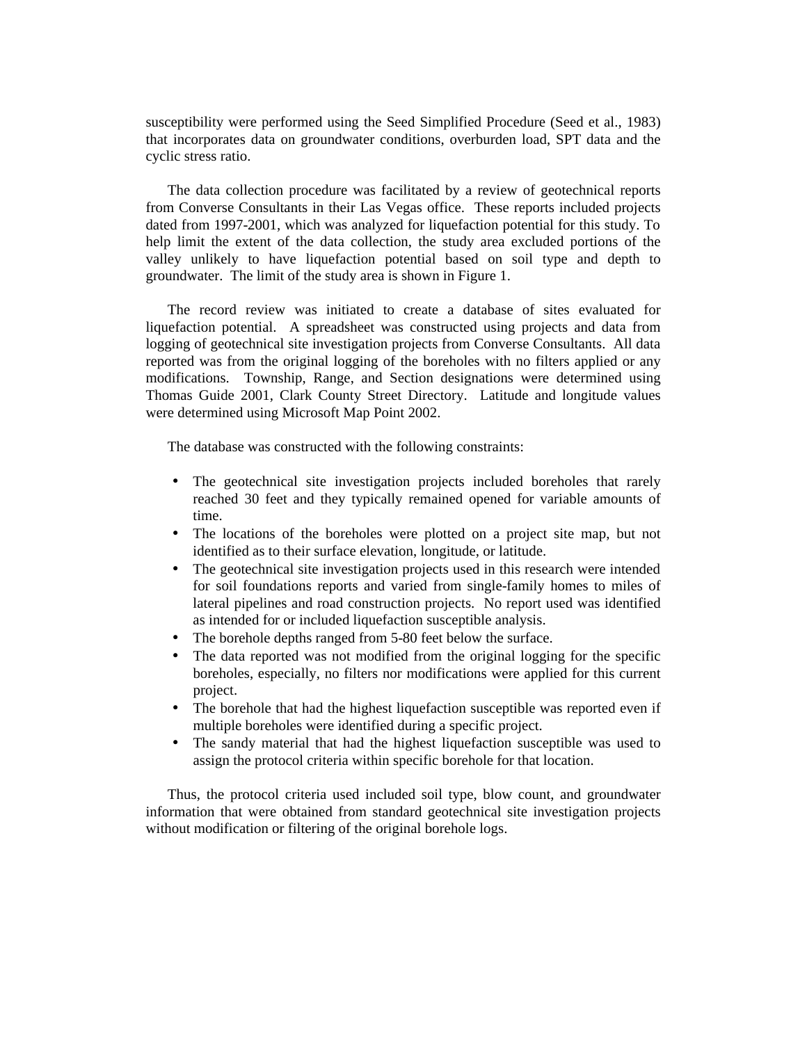susceptibility were performed using the Seed Simplified Procedure (Seed et al., 1983) that incorporates data on groundwater conditions, overburden load, SPT data and the cyclic stress ratio.

The data collection procedure was facilitated by a review of geotechnical reports from Converse Consultants in their Las Vegas office. These reports included projects dated from 1997-2001, which was analyzed for liquefaction potential for this study. To help limit the extent of the data collection, the study area excluded portions of the valley unlikely to have liquefaction potential based on soil type and depth to groundwater. The limit of the study area is shown in Figure 1.

The record review was initiated to create a database of sites evaluated for liquefaction potential. A spreadsheet was constructed using projects and data from logging of geotechnical site investigation projects from Converse Consultants. All data reported was from the original logging of the boreholes with no filters applied or any modifications. Township, Range, and Section designations were determined using Thomas Guide 2001, Clark County Street Directory. Latitude and longitude values were determined using Microsoft Map Point 2002.

The database was constructed with the following constraints:

- The geotechnical site investigation projects included boreholes that rarely reached 30 feet and they typically remained opened for variable amounts of time.
- The locations of the boreholes were plotted on a project site map, but not identified as to their surface elevation, longitude, or latitude.
- The geotechnical site investigation projects used in this research were intended for soil foundations reports and varied from single-family homes to miles of lateral pipelines and road construction projects. No report used was identified as intended for or included liquefaction susceptible analysis.
- The borehole depths ranged from 5-80 feet below the surface.
- The data reported was not modified from the original logging for the specific boreholes, especially, no filters nor modifications were applied for this current project.
- The borehole that had the highest liquefaction susceptible was reported even if multiple boreholes were identified during a specific project.
- The sandy material that had the highest liquefaction susceptible was used to assign the protocol criteria within specific borehole for that location.

Thus, the protocol criteria used included soil type, blow count, and groundwater information that were obtained from standard geotechnical site investigation projects without modification or filtering of the original borehole logs.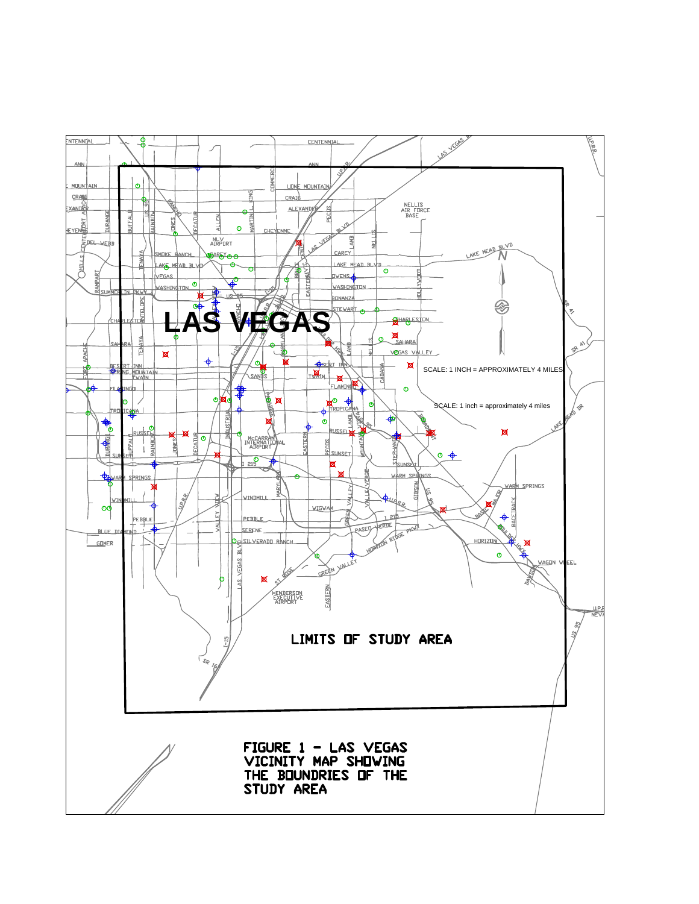LAS VEGAS

SCALE: 1 INCH = APPROXIMATELY 4 MILES

SCALE: 1 inch = approximately 4 miles

LIMITS OF STUDY AREA

FIGURE 1 - LAS VEGAS VICINITY MAP SHOWING THE BOUNDRIES OF THE STUDY AREA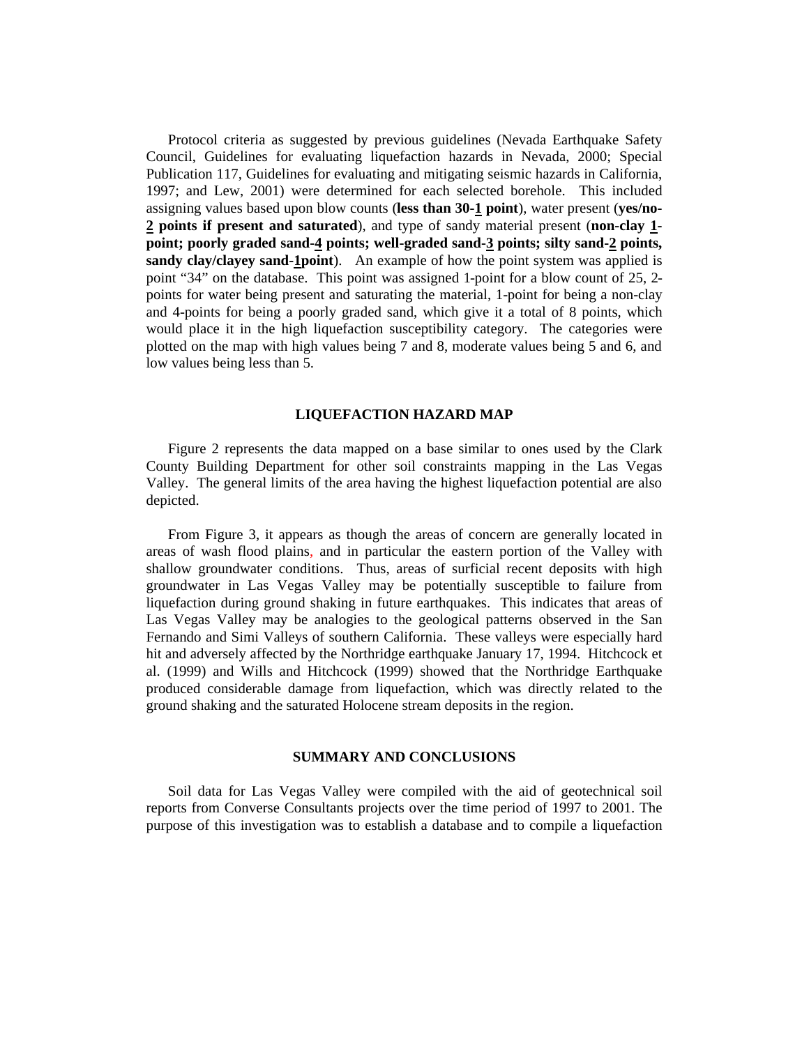Protocol criteria as suggested by previous guidelines (Nevada Earthquake Safety Council, Guidelines for evaluating liquefaction hazards in Nevada, 2000; Special Publication 117, Guidelines for evaluating and mitigating seismic hazards in California, 1997; and Lew, 2001) were determined for each selected borehole. This included assigning values based upon blow counts (**less than 30-1 point**), water present (**yes/no-2 points if present and saturated**), and type of sandy material present (**non-clay 1-point; poorly graded sand-4 points; well-graded sand-3 points; silty sand-2 points, sandy clay/clayey sand-1point**). An example of how the point system was applied is point "34" on the database. This point was assigned 1-point for a blow count of 25, 2-points for water being present and saturating the material, 1-point for being a non-clay and 4-points for being a poorly graded sand, which give it a total of 8 points, which would place it in the high liquefaction susceptibility category. The categories were plotted on the map with high values being 7 and 8, moderate values being 5 and 6, and low values being less than 5.

## LIQUEFACTION HAZARD MAP

Figure 2 represents the data mapped on a base similar to ones used by the Clark County Building Department for other soil constraints mapping in the Las Vegas Valley. The general limits of the area having the highest liquefaction potential are also depicted.

From Figure 3, it appears as though the areas of concern are generally located in areas of wash flood plains, and in particular the eastern portion of the Valley with shallow groundwater conditions. Thus, areas of surficial recent deposits with high groundwater in Las Vegas Valley may be potentially susceptible to failure from liquefaction during ground shaking in future earthquakes. This indicates that areas of Las Vegas Valley may be analogies to the geological patterns observed in the San Fernando and Simi Valleys of southern California. These valleys were especially hard hit and adversely affected by the Northridge earthquake January 17, 1994. Hitchcock et al. (1999) and Wills and Hitchcock (1999) showed that the Northridge Earthquake produced considerable damage from liquefaction, which was directly related to the ground shaking and the saturated Holocene stream deposits in the region.

## SUMMARY AND CONCLUSIONS

Soil data for Las Vegas Valley were compiled with the aid of geotechnical soil reports from Converse Consultants projects over the time period of 1997 to 2001. The purpose of this investigation was to establish a database and to compile a liquefaction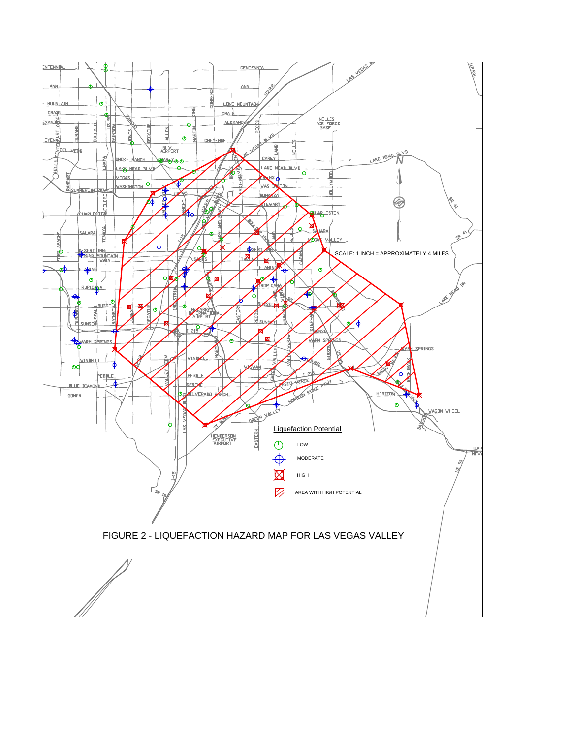SCALE: 1 INCH = APPROXIMATELY 4 MILES

Liquefaction Potential

- LOW
- MODERATE
- HIGH
- AREA WITH HIGH POTENTIAL

FIGURE 2 - LIQUEFACTION HAZARD MAP FOR LAS VEGAS VALLEY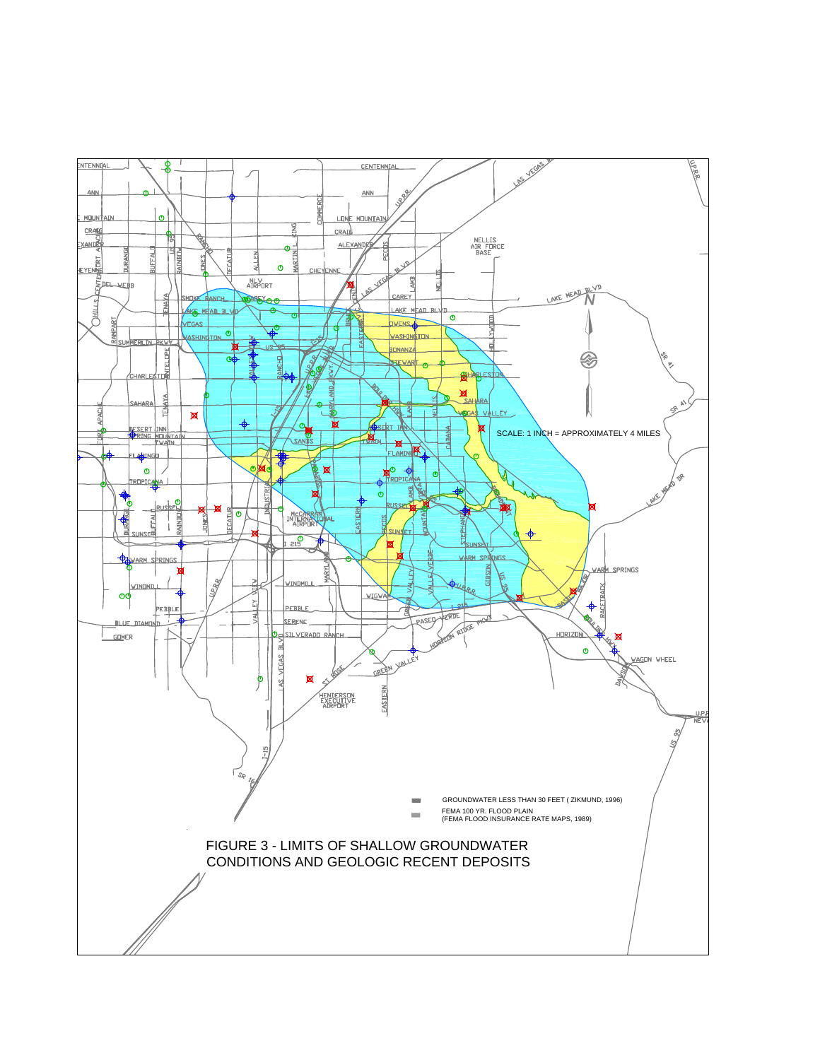SCALE: 1 INCH = APPROXIMATELY 4 MILES

GROUNDWATER LESS THAN 30 FEET ( ZIKMUND, 1996)

FEMA 100 YR. FLOOD PLAIN
(FEMA FLOOD INSURANCE RATE MAPS, 1989)

FIGURE 3 - LIMITS OF SHALLOW GROUNDWATER CONDITIONS AND GEOLOGIC RECENT DEPOSITS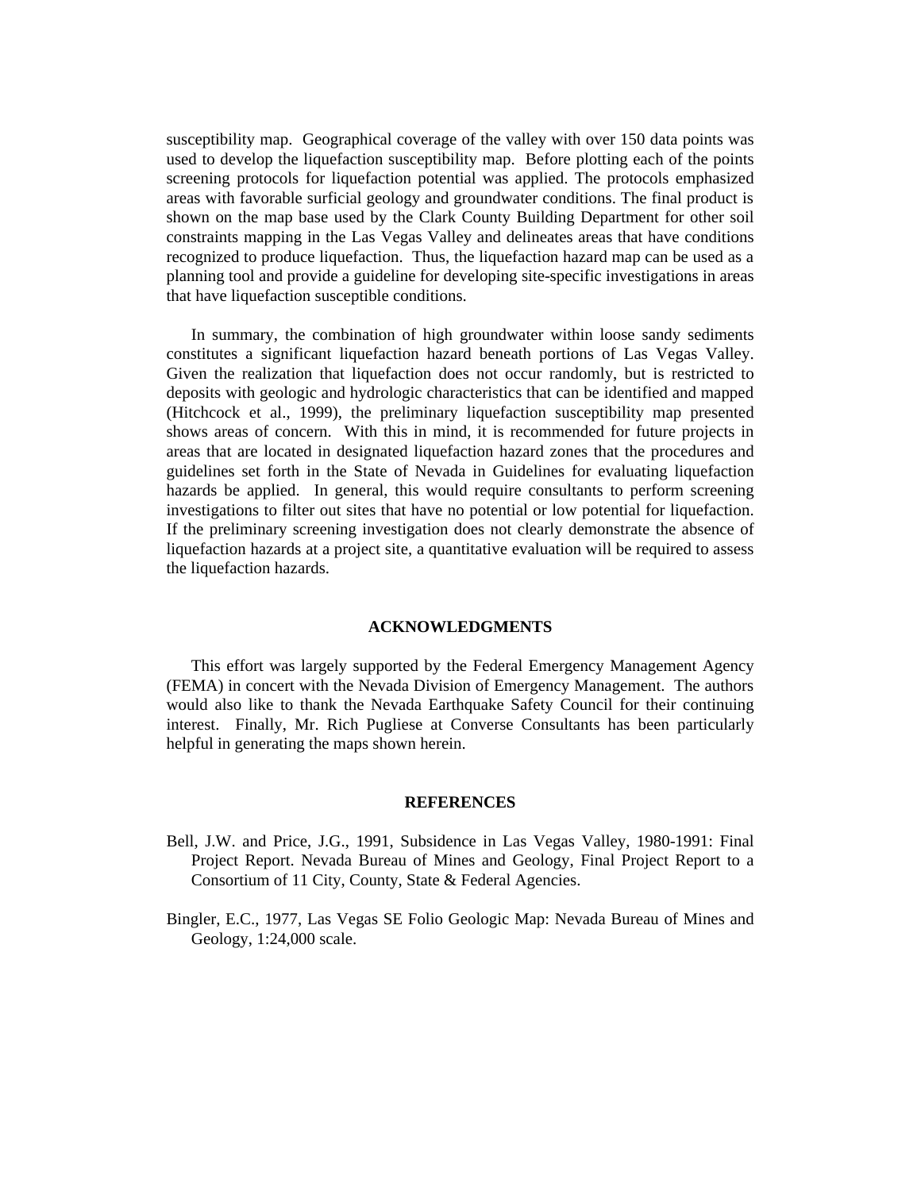susceptibility map. Geographical coverage of the valley with over 150 data points was used to develop the liquefaction susceptibility map. Before plotting each of the points screening protocols for liquefaction potential was applied. The protocols emphasized areas with favorable surficial geology and groundwater conditions. The final product is shown on the map base used by the Clark County Building Department for other soil constraints mapping in the Las Vegas Valley and delineates areas that have conditions recognized to produce liquefaction. Thus, the liquefaction hazard map can be used as a planning tool and provide a guideline for developing site-specific investigations in areas that have liquefaction susceptible conditions.

In summary, the combination of high groundwater within loose sandy sediments constitutes a significant liquefaction hazard beneath portions of Las Vegas Valley. Given the realization that liquefaction does not occur randomly, but is restricted to deposits with geologic and hydrologic characteristics that can be identified and mapped (Hitchcock et al., 1999), the preliminary liquefaction susceptibility map presented shows areas of concern. With this in mind, it is recommended for future projects in areas that are located in designated liquefaction hazard zones that the procedures and guidelines set forth in the State of Nevada in Guidelines for evaluating liquefaction hazards be applied. In general, this would require consultants to perform screening investigations to filter out sites that have no potential or low potential for liquefaction. If the preliminary screening investigation does not clearly demonstrate the absence of liquefaction hazards at a project site, a quantitative evaluation will be required to assess the liquefaction hazards.

## ACKNOWLEDGMENTS

This effort was largely supported by the Federal Emergency Management Agency (FEMA) in concert with the Nevada Division of Emergency Management. The authors would also like to thank the Nevada Earthquake Safety Council for their continuing interest. Finally, Mr. Rich Pugliese at Converse Consultants has been particularly helpful in generating the maps shown herein.

## REFERENCES

Bell, J.W. and Price, J.G., 1991, Subsidence in Las Vegas Valley, 1980-1991: Final Project Report. Nevada Bureau of Mines and Geology, Final Project Report to a Consortium of 11 City, County, State & Federal Agencies.

Bingler, E.C., 1977, Las Vegas SE Folio Geologic Map: Nevada Bureau of Mines and Geology, 1:24,000 scale.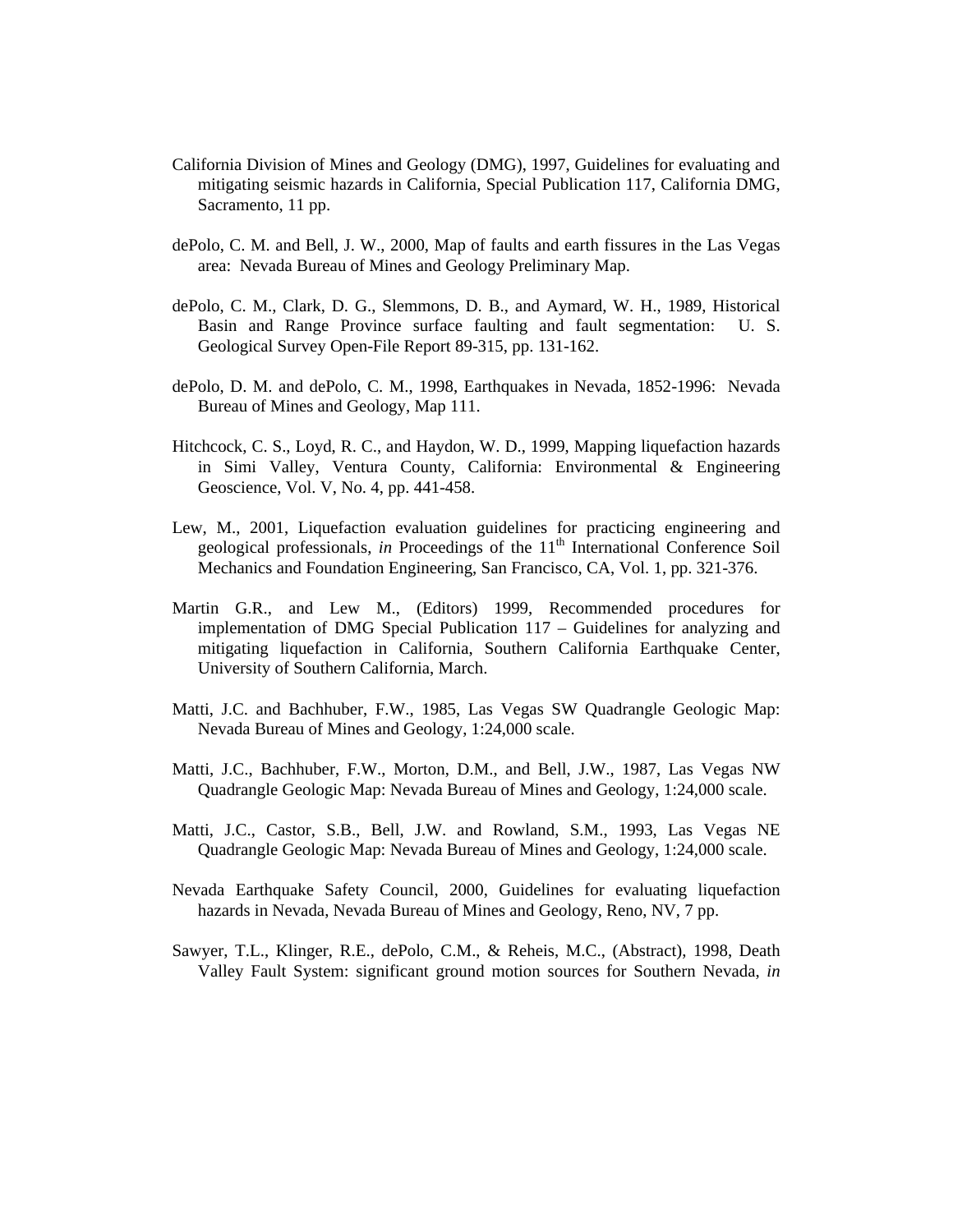California Division of Mines and Geology (DMG), 1997, Guidelines for evaluating and mitigating seismic hazards in California, Special Publication 117, California DMG, Sacramento, 11 pp.

dePolo, C. M. and Bell, J. W., 2000, Map of faults and earth fissures in the Las Vegas area: Nevada Bureau of Mines and Geology Preliminary Map.

dePolo, C. M., Clark, D. G., Slemmons, D. B., and Aymard, W. H., 1989, Historical Basin and Range Province surface faulting and fault segmentation: U. S. Geological Survey Open-File Report 89-315, pp. 131-162.

dePolo, D. M. and dePolo, C. M., 1998, Earthquakes in Nevada, 1852-1996: Nevada Bureau of Mines and Geology, Map 111.

Hitchcock, C. S., Loyd, R. C., and Haydon, W. D., 1999, Mapping liquefaction hazards in Simi Valley, Ventura County, California: Environmental & Engineering Geoscience, Vol. V, No. 4, pp. 441-458.

Lew, M., 2001, Liquefaction evaluation guidelines for practicing engineering and geological professionals, *in* Proceedings of the 11th International Conference Soil Mechanics and Foundation Engineering, San Francisco, CA, Vol. 1, pp. 321-376.

Martin G.R., and Lew M., (Editors) 1999, Recommended procedures for implementation of DMG Special Publication 117 – Guidelines for analyzing and mitigating liquefaction in California, Southern California Earthquake Center, University of Southern California, March.

Matti, J.C. and Bachhuber, F.W., 1985, Las Vegas SW Quadrangle Geologic Map: Nevada Bureau of Mines and Geology, 1:24,000 scale.

Matti, J.C., Bachhuber, F.W., Morton, D.M., and Bell, J.W., 1987, Las Vegas NW Quadrangle Geologic Map: Nevada Bureau of Mines and Geology, 1:24,000 scale.

Matti, J.C., Castor, S.B., Bell, J.W. and Rowland, S.M., 1993, Las Vegas NE Quadrangle Geologic Map: Nevada Bureau of Mines and Geology, 1:24,000 scale.

Nevada Earthquake Safety Council, 2000, Guidelines for evaluating liquefaction hazards in Nevada, Nevada Bureau of Mines and Geology, Reno, NV, 7 pp.

Sawyer, T.L., Klinger, R.E., dePolo, C.M., & Reheis, M.C., (Abstract), 1998, Death Valley Fault System: significant ground motion sources for Southern Nevada, *in*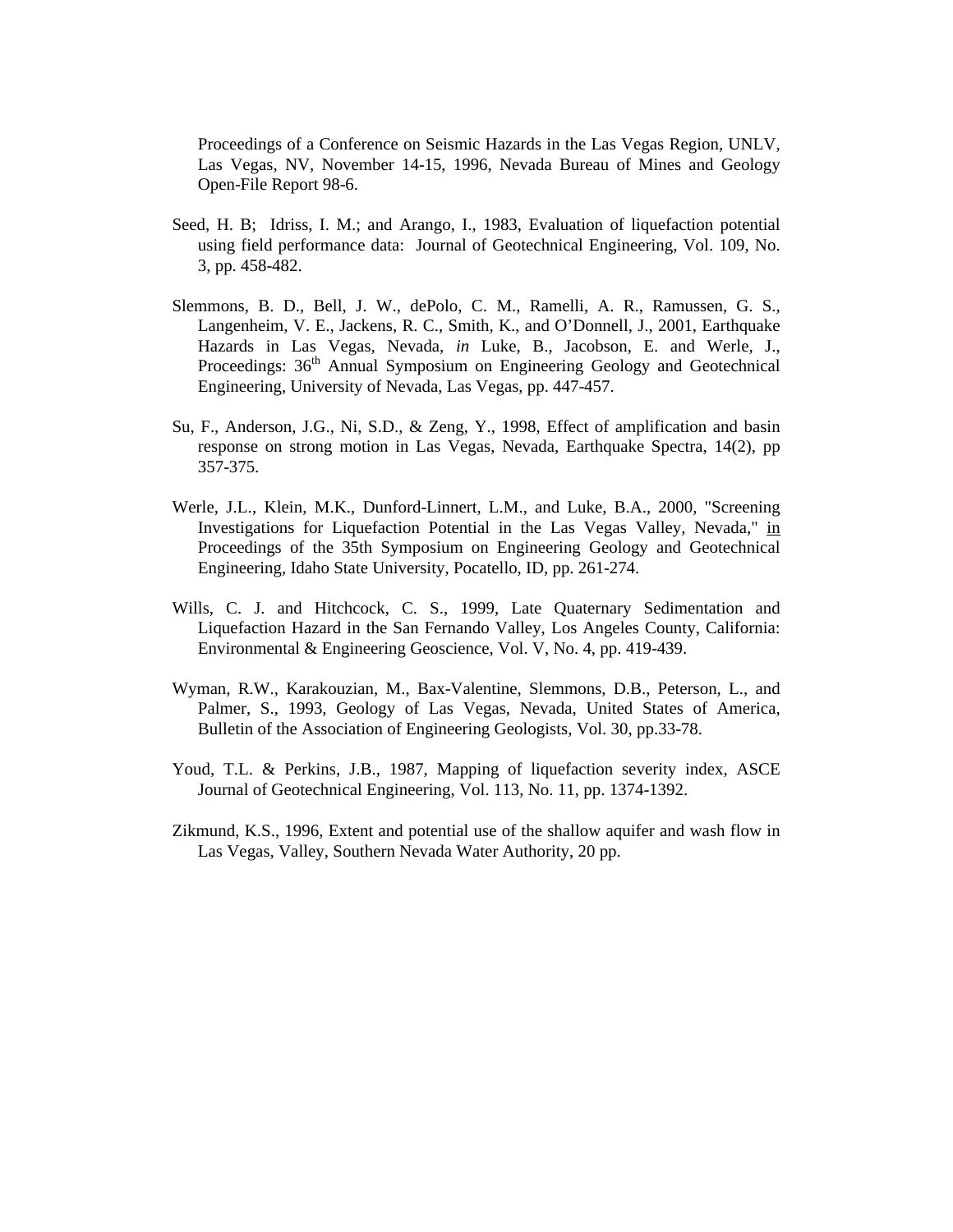Proceedings of a Conference on Seismic Hazards in the Las Vegas Region, UNLV, Las Vegas, NV, November 14-15, 1996, Nevada Bureau of Mines and Geology Open-File Report 98-6.

Seed, H. B; Idriss, I. M.; and Arango, I., 1983, Evaluation of liquefaction potential using field performance data: Journal of Geotechnical Engineering, Vol. 109, No. 3, pp. 458-482.

Slemmons, B. D., Bell, J. W., dePolo, C. M., Ramelli, A. R., Ramussen, G. S., Langenheim, V. E., Jackens, R. C., Smith, K., and O'Donnell, J., 2001, Earthquake Hazards in Las Vegas, Nevada, *in* Luke, B., Jacobson, E. and Werle, J., Proceedings: 36th Annual Symposium on Engineering Geology and Geotechnical Engineering, University of Nevada, Las Vegas, pp. 447-457.

Su, F., Anderson, J.G., Ni, S.D., & Zeng, Y., 1998, Effect of amplification and basin response on strong motion in Las Vegas, Nevada, Earthquake Spectra, 14(2), pp 357-375.

Werle, J.L., Klein, M.K., Dunford-Linnert, L.M., and Luke, B.A., 2000, "Screening Investigations for Liquefaction Potential in the Las Vegas Valley, Nevada," in Proceedings of the 35th Symposium on Engineering Geology and Geotechnical Engineering, Idaho State University, Pocatello, ID, pp. 261-274.

Wills, C. J. and Hitchcock, C. S., 1999, Late Quaternary Sedimentation and Liquefaction Hazard in the San Fernando Valley, Los Angeles County, California: Environmental & Engineering Geoscience, Vol. V, No. 4, pp. 419-439.

Wyman, R.W., Karakouzian, M., Bax-Valentine, Slemmons, D.B., Peterson, L., and Palmer, S., 1993, Geology of Las Vegas, Nevada, United States of America, Bulletin of the Association of Engineering Geologists, Vol. 30, pp.33-78.

Youd, T.L. & Perkins, J.B., 1987, Mapping of liquefaction severity index, ASCE Journal of Geotechnical Engineering, Vol. 113, No. 11, pp. 1374-1392.

Zikmund, K.S., 1996, Extent and potential use of the shallow aquifer and wash flow in Las Vegas, Valley, Southern Nevada Water Authority, 20 pp.